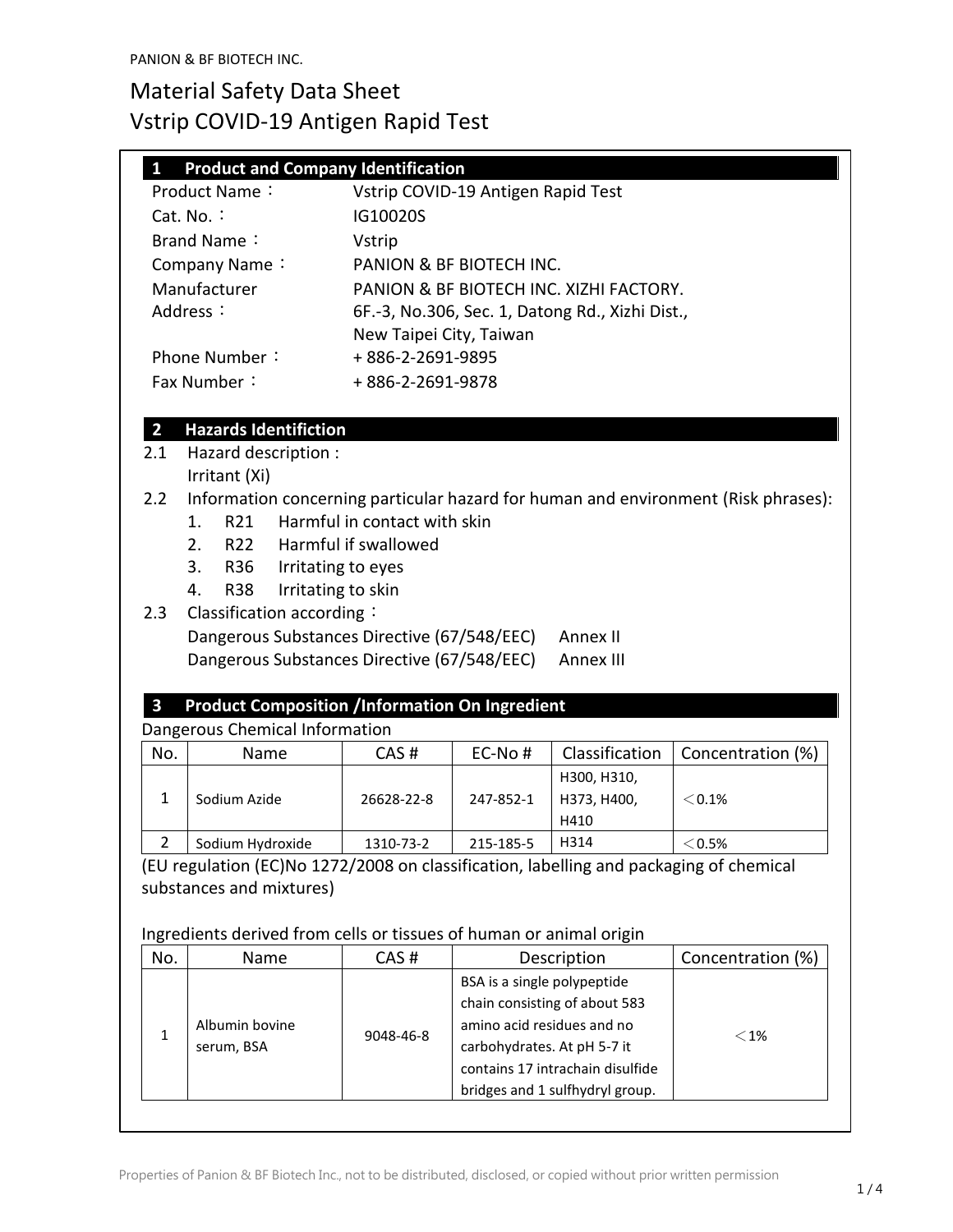# Material Safety Data Sheet
# Vstrip COVID-19 Antigen Rapid Test

## 1 Product and Company Identification

| | |
|---|---|
| Product Name： | Vstrip COVID-19 Antigen Rapid Test |
| Cat. No.： | IG10020S |
| Brand Name： | Vstrip |
| Company Name： | PANION & BF BIOTECH INC. |
| Manufacturer Address： | PANION & BF BIOTECH INC. XIZHI FACTORY. 6F.-3, No.306, Sec. 1, Datong Rd., Xizhi Dist., New Taipei City, Taiwan |
| Phone Number： | + 886-2-2691-9895 |
| Fax Number： | + 886-2-2691-9878 |

## 2 Hazards Identifiction

2.1 Hazard description :
Irritant (Xi)

2.2 Information concerning particular hazard for human and environment (Risk phrases):

1. R21 Harmful in contact with skin
2. R22 Harmful if swallowed
3. R36 Irritating to eyes
4. R38 Irritating to skin

2.3 Classification according：
Dangerous Substances Directive (67/548/EEC) Annex II
Dangerous Substances Directive (67/548/EEC) Annex III

## 3 Product Composition /Information On Ingredient

Dangerous Chemical Information

| No. | Name | CAS # | EC-No # | Classification | Concentration (%) |
|---|---|---|---|---|---|
| 1 | Sodium Azide | 26628-22-8 | 247-852-1 | H300, H310, H373, H400, H410 | ＜0.1% |
| 2 | Sodium Hydroxide | 1310-73-2 | 215-185-5 | H314 | ＜0.5% |

(EU regulation (EC)No 1272/2008 on classification, labelling and packaging of chemical substances and mixtures)

Ingredients derived from cells or tissues of human or animal origin

| No. | Name | CAS # | Description | Concentration (%) |
|---|---|---|---|---|
| 1 | Albumin bovine serum, BSA | 9048-46-8 | BSA is a single polypeptide chain consisting of about 583 amino acid residues and no carbohydrates. At pH 5-7 it contains 17 intrachain disulfide bridges and 1 sulfhydryl group. | ＜1% |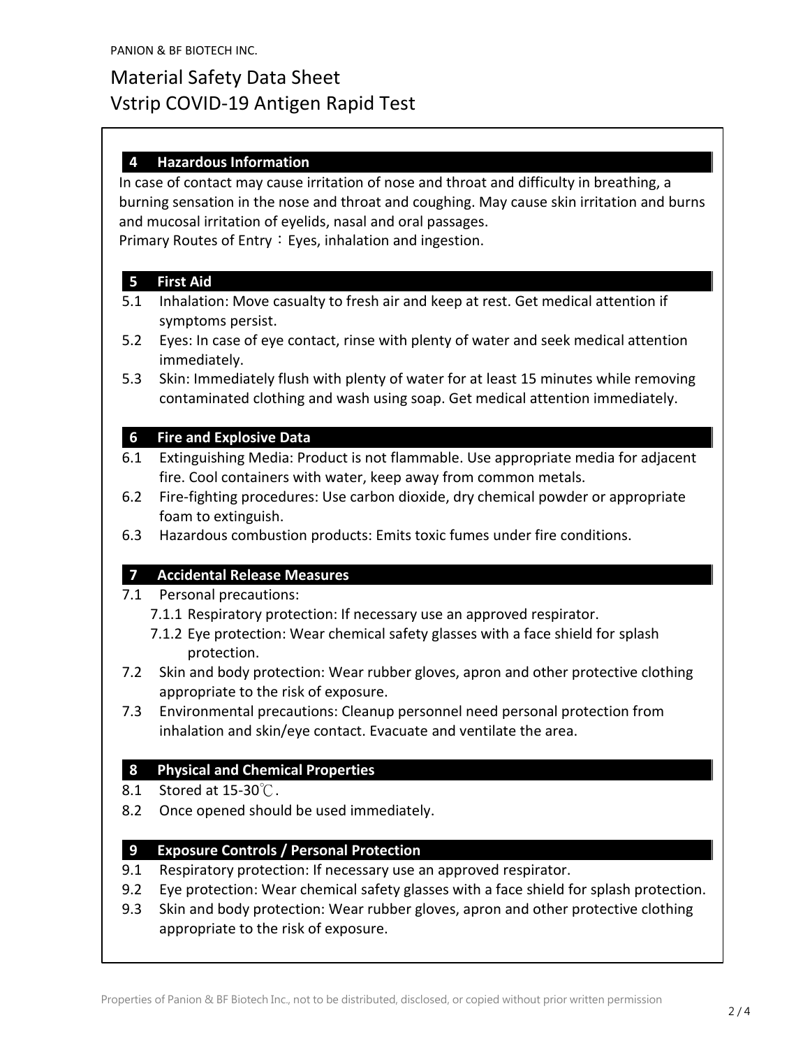# Material Safety Data Sheet
# Vstrip COVID-19 Antigen Rapid Test

## 4 Hazardous Information

In case of contact may cause irritation of nose and throat and difficulty in breathing, a burning sensation in the nose and throat and coughing. May cause skin irritation and burns and mucosal irritation of eyelids, nasal and oral passages.
Primary Routes of Entry：Eyes, inhalation and ingestion.

## 5 First Aid

5.1 Inhalation: Move casualty to fresh air and keep at rest. Get medical attention if symptoms persist.

5.2 Eyes: In case of eye contact, rinse with plenty of water and seek medical attention immediately.

5.3 Skin: Immediately flush with plenty of water for at least 15 minutes while removing contaminated clothing and wash using soap. Get medical attention immediately.

## 6 Fire and Explosive Data

6.1 Extinguishing Media: Product is not flammable. Use appropriate media for adjacent fire. Cool containers with water, keep away from common metals.

6.2 Fire-fighting procedures: Use carbon dioxide, dry chemical powder or appropriate foam to extinguish.

6.3 Hazardous combustion products: Emits toxic fumes under fire conditions.

## 7 Accidental Release Measures

7.1 Personal precautions:

- 7.1.1 Respiratory protection: If necessary use an approved respirator.
- 7.1.2 Eye protection: Wear chemical safety glasses with a face shield for splash protection.

7.2 Skin and body protection: Wear rubber gloves, apron and other protective clothing appropriate to the risk of exposure.

7.3 Environmental precautions: Cleanup personnel need personal protection from inhalation and skin/eye contact. Evacuate and ventilate the area.

## 8 Physical and Chemical Properties

8.1 Stored at 15-30℃.

8.2 Once opened should be used immediately.

## 9 Exposure Controls / Personal Protection

9.1 Respiratory protection: If necessary use an approved respirator.

9.2 Eye protection: Wear chemical safety glasses with a face shield for splash protection.

9.3 Skin and body protection: Wear rubber gloves, apron and other protective clothing appropriate to the risk of exposure.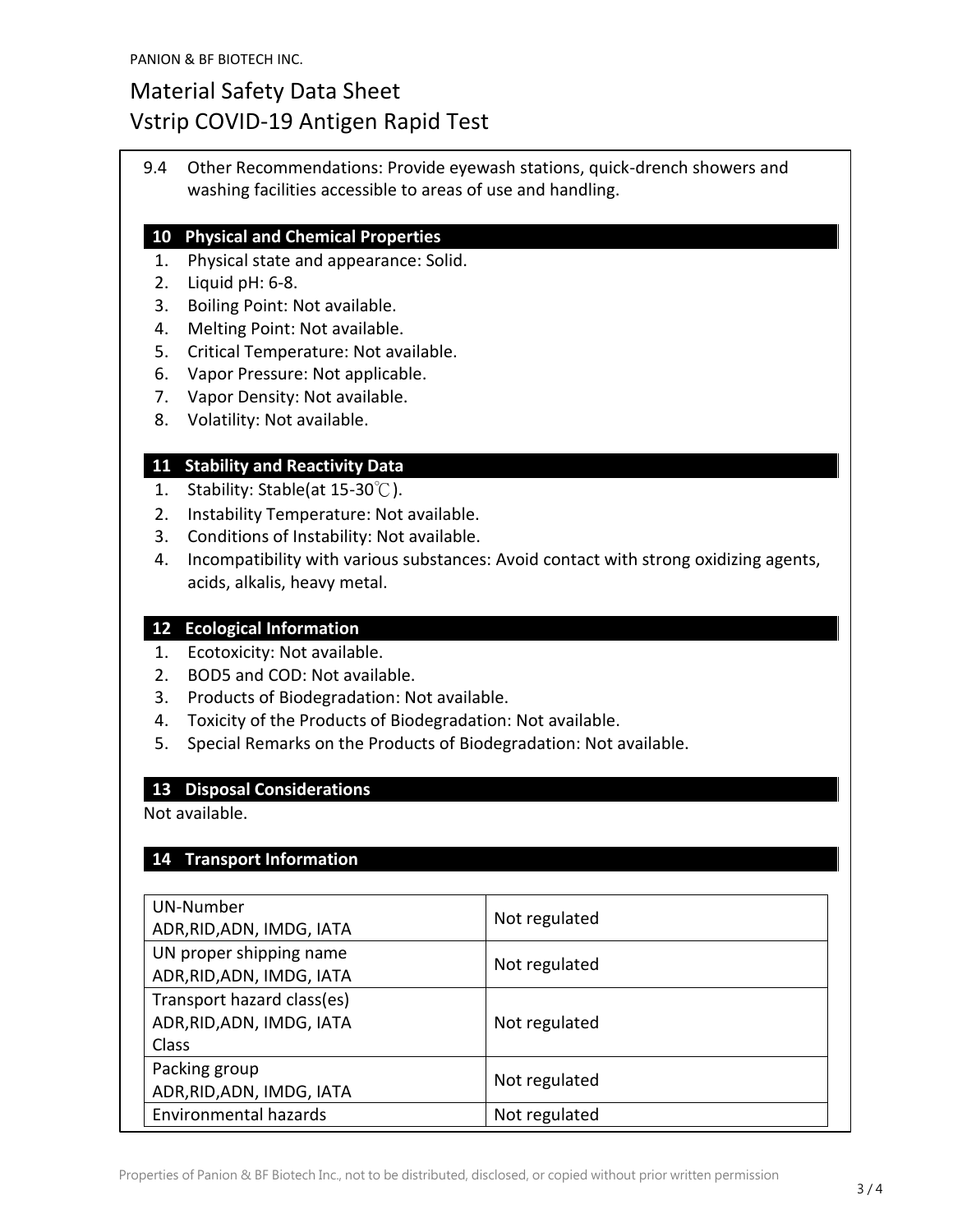9.4 Other Recommendations: Provide eyewash stations, quick-drench showers and washing facilities accessible to areas of use and handling.

## 10 Physical and Chemical Properties

1. Physical state and appearance: Solid.
2. Liquid pH: 6-8.
3. Boiling Point: Not available.
4. Melting Point: Not available.
5. Critical Temperature: Not available.
6. Vapor Pressure: Not applicable.
7. Vapor Density: Not available.
8. Volatility: Not available.

## 11 Stability and Reactivity Data

1. Stability: Stable(at 15-30℃).
2. Instability Temperature: Not available.
3. Conditions of Instability: Not available.
4. Incompatibility with various substances: Avoid contact with strong oxidizing agents, acids, alkalis, heavy metal.

## 12 Ecological Information

1. Ecotoxicity: Not available.
2. BOD5 and COD: Not available.
3. Products of Biodegradation: Not available.
4. Toxicity of the Products of Biodegradation: Not available.
5. Special Remarks on the Products of Biodegradation: Not available.

## 13 Disposal Considerations

Not available.

## 14 Transport Information

| | |
|---|---|
| UN-Number<br>ADR,RID,ADN, IMDG, IATA | Not regulated |
| UN proper shipping name<br>ADR,RID,ADN, IMDG, IATA | Not regulated |
| Transport hazard class(es)<br>ADR,RID,ADN, IMDG, IATA<br>Class | Not regulated |
| Packing group<br>ADR,RID,ADN, IMDG, IATA | Not regulated |
| Environmental hazards | Not regulated |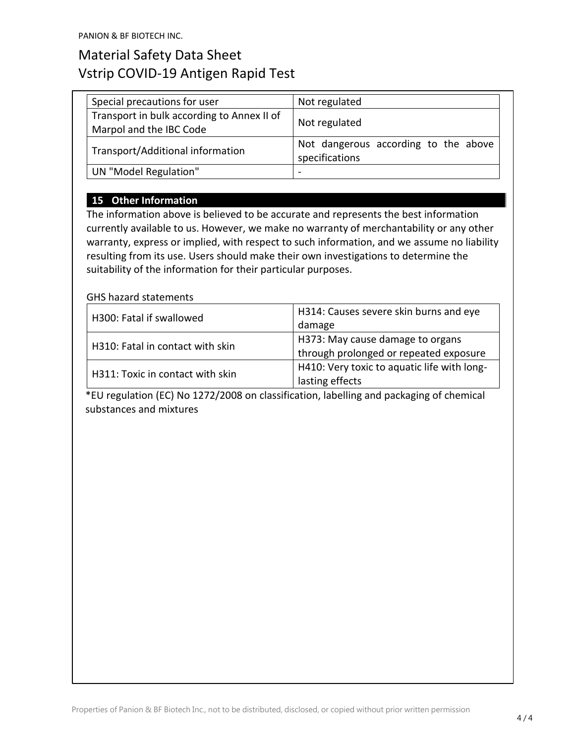| | |
|---|---|
| Special precautions for user | Not regulated |
| Transport in bulk according to Annex II of Marpol and the IBC Code | Not regulated |
| Transport/Additional information | Not dangerous according to the above specifications |
| UN "Model Regulation" | - |

## 15 Other Information

The information above is believed to be accurate and represents the best information currently available to us. However, we make no warranty of merchantability or any other warranty, express or implied, with respect to such information, and we assume no liability resulting from its use. Users should make their own investigations to determine the suitability of the information for their particular purposes.

GHS hazard statements

| | |
|---|---|
| H300: Fatal if swallowed | H314: Causes severe skin burns and eye damage |
| H310: Fatal in contact with skin | H373: May cause damage to organs through prolonged or repeated exposure |
| H311: Toxic in contact with skin | H410: Very toxic to aquatic life with long-lasting effects |

*EU regulation (EC) No 1272/2008 on classification, labelling and packaging of chemical substances and mixtures